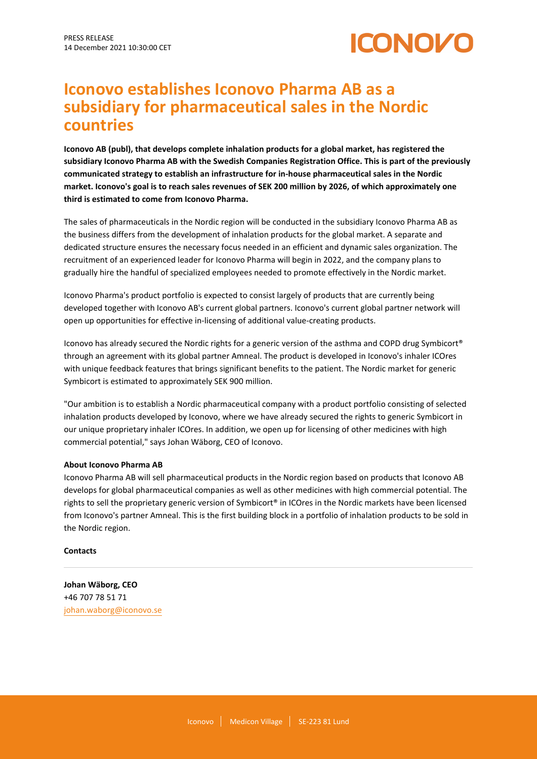PRESS RELEASE
14 December 2021 10:30:00 CET

# Iconovo establishes Iconovo Pharma AB as a subsidiary for pharmaceutical sales in the Nordic countries

**Iconovo AB (publ), that develops complete inhalation products for a global market, has registered the subsidiary Iconovo Pharma AB with the Swedish Companies Registration Office. This is part of the previously communicated strategy to establish an infrastructure for in-house pharmaceutical sales in the Nordic market. Iconovo's goal is to reach sales revenues of SEK 200 million by 2026, of which approximately one third is estimated to come from Iconovo Pharma.**

The sales of pharmaceuticals in the Nordic region will be conducted in the subsidiary Iconovo Pharma AB as the business differs from the development of inhalation products for the global market. A separate and dedicated structure ensures the necessary focus needed in an efficient and dynamic sales organization. The recruitment of an experienced leader for Iconovo Pharma will begin in 2022, and the company plans to gradually hire the handful of specialized employees needed to promote effectively in the Nordic market.

Iconovo Pharma's product portfolio is expected to consist largely of products that are currently being developed together with Iconovo AB's current global partners. Iconovo's current global partner network will open up opportunities for effective in-licensing of additional value-creating products.

Iconovo has already secured the Nordic rights for a generic version of the asthma and COPD drug Symbicort® through an agreement with its global partner Amneal. The product is developed in Iconovo's inhaler ICOres with unique feedback features that brings significant benefits to the patient. The Nordic market for generic Symbicort is estimated to approximately SEK 900 million.

"Our ambition is to establish a Nordic pharmaceutical company with a product portfolio consisting of selected inhalation products developed by Iconovo, where we have already secured the rights to generic Symbicort in our unique proprietary inhaler ICOres. In addition, we open up for licensing of other medicines with high commercial potential," says Johan Wäborg, CEO of Iconovo.

**About Iconovo Pharma AB**

Iconovo Pharma AB will sell pharmaceutical products in the Nordic region based on products that Iconovo AB develops for global pharmaceutical companies as well as other medicines with high commercial potential. The rights to sell the proprietary generic version of Symbicort® in ICOres in the Nordic markets have been licensed from Iconovo's partner Amneal. This is the first building block in a portfolio of inhalation products to be sold in the Nordic region.

**Contacts**

**Johan Wäborg, CEO**
+46 707 78 51 71
johan.waborg@iconovo.se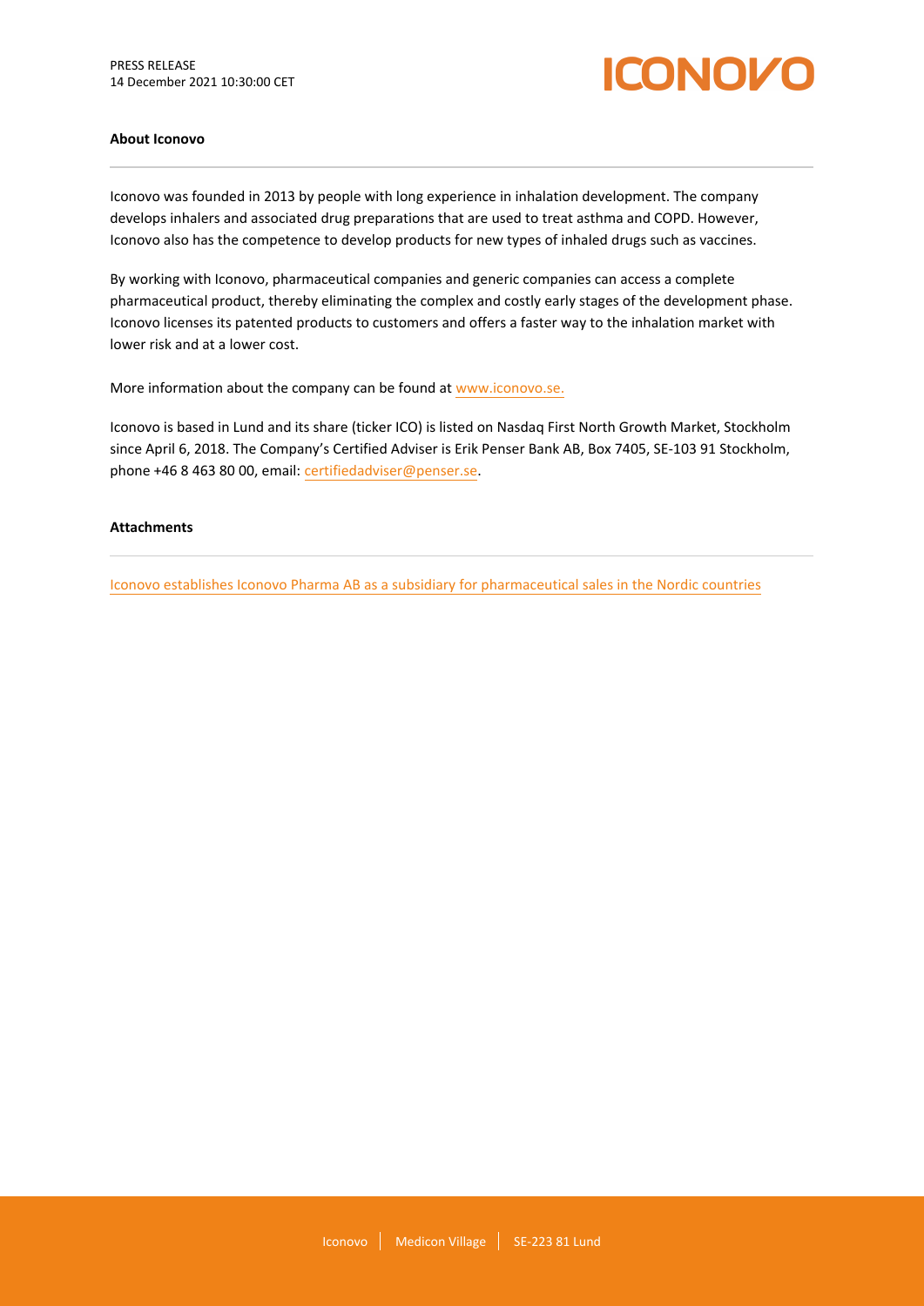### About Iconovo

Iconovo was founded in 2013 by people with long experience in inhalation development. The company develops inhalers and associated drug preparations that are used to treat asthma and COPD. However, Iconovo also has the competence to develop products for new types of inhaled drugs such as vaccines.

By working with Iconovo, pharmaceutical companies and generic companies can access a complete pharmaceutical product, thereby eliminating the complex and costly early stages of the development phase. Iconovo licenses its patented products to customers and offers a faster way to the inhalation market with lower risk and at a lower cost.

More information about the company can be found at www.iconovo.se.

Iconovo is based in Lund and its share (ticker ICO) is listed on Nasdaq First North Growth Market, Stockholm since April 6, 2018. The Company's Certified Adviser is Erik Penser Bank AB, Box 7405, SE-103 91 Stockholm, phone +46 8 463 80 00, email: certifiedadviser@penser.se.

### Attachments

Iconovo establishes Iconovo Pharma AB as a subsidiary for pharmaceutical sales in the Nordic countries